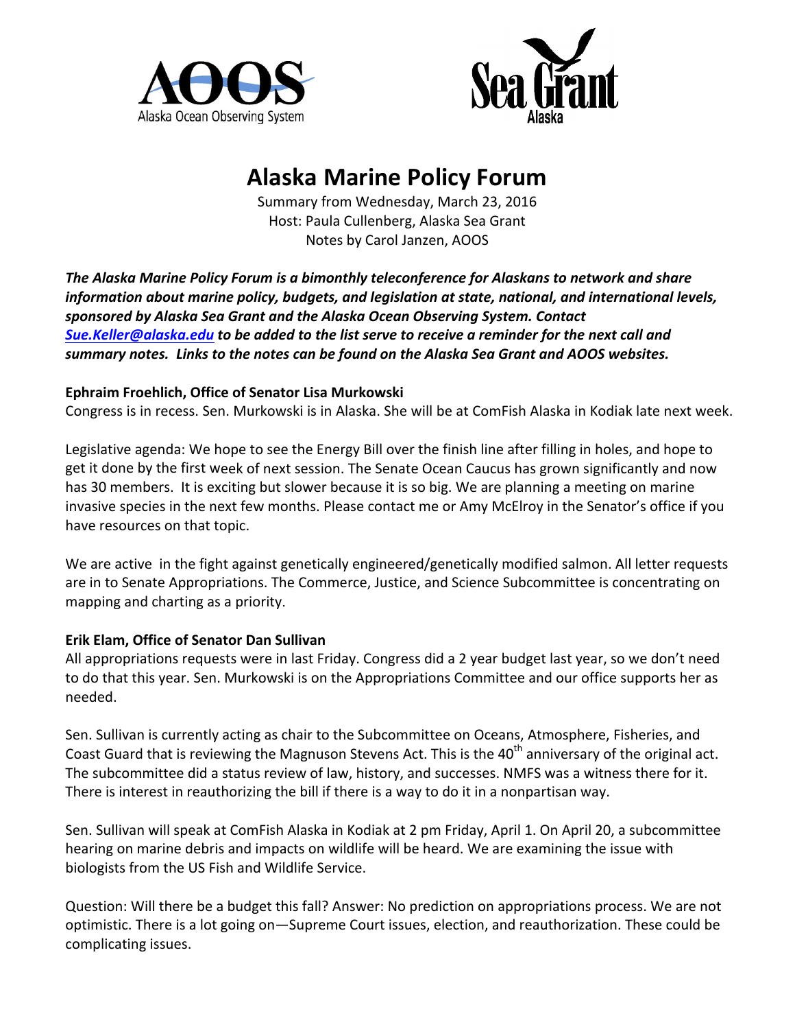AOOS — Alaska Ocean Observing System

Sea Grant Alaska

# Alaska Marine Policy Forum

Summary from Wednesday, March 23, 2016
Host: Paula Cullenberg, Alaska Sea Grant
Notes by Carol Janzen, AOOS

***The Alaska Marine Policy Forum is a bimonthly teleconference for Alaskans to network and share information about marine policy, budgets, and legislation at state, national, and international levels, sponsored by Alaska Sea Grant and the Alaska Ocean Observing System. Contact [Sue.Keller@alaska.edu](mailto:Sue.Keller@alaska.edu) to be added to the list serve to receive a reminder for the next call and summary notes. Links to the notes can be found on the Alaska Sea Grant and AOOS websites.***

**Ephraim Froehlich, Office of Senator Lisa Murkowski**

Congress is in recess. Sen. Murkowski is in Alaska. She will be at ComFish Alaska in Kodiak late next week.

Legislative agenda: We hope to see the Energy Bill over the finish line after filling in holes, and hope to get it done by the first week of next session. The Senate Ocean Caucus has grown significantly and now has 30 members. It is exciting but slower because it is so big. We are planning a meeting on marine invasive species in the next few months. Please contact me or Amy McElroy in the Senator's office if you have resources on that topic.

We are active in the fight against genetically engineered/genetically modified salmon. All letter requests are in to Senate Appropriations. The Commerce, Justice, and Science Subcommittee is concentrating on mapping and charting as a priority.

**Erik Elam, Office of Senator Dan Sullivan**

All appropriations requests were in last Friday. Congress did a 2 year budget last year, so we don't need to do that this year. Sen. Murkowski is on the Appropriations Committee and our office supports her as needed.

Sen. Sullivan is currently acting as chair to the Subcommittee on Oceans, Atmosphere, Fisheries, and Coast Guard that is reviewing the Magnuson Stevens Act. This is the 40th anniversary of the original act. The subcommittee did a status review of law, history, and successes. NMFS was a witness there for it. There is interest in reauthorizing the bill if there is a way to do it in a nonpartisan way.

Sen. Sullivan will speak at ComFish Alaska in Kodiak at 2 pm Friday, April 1. On April 20, a subcommittee hearing on marine debris and impacts on wildlife will be heard. We are examining the issue with biologists from the US Fish and Wildlife Service.

Question: Will there be a budget this fall? Answer: No prediction on appropriations process. We are not optimistic. There is a lot going on—Supreme Court issues, election, and reauthorization. These could be complicating issues.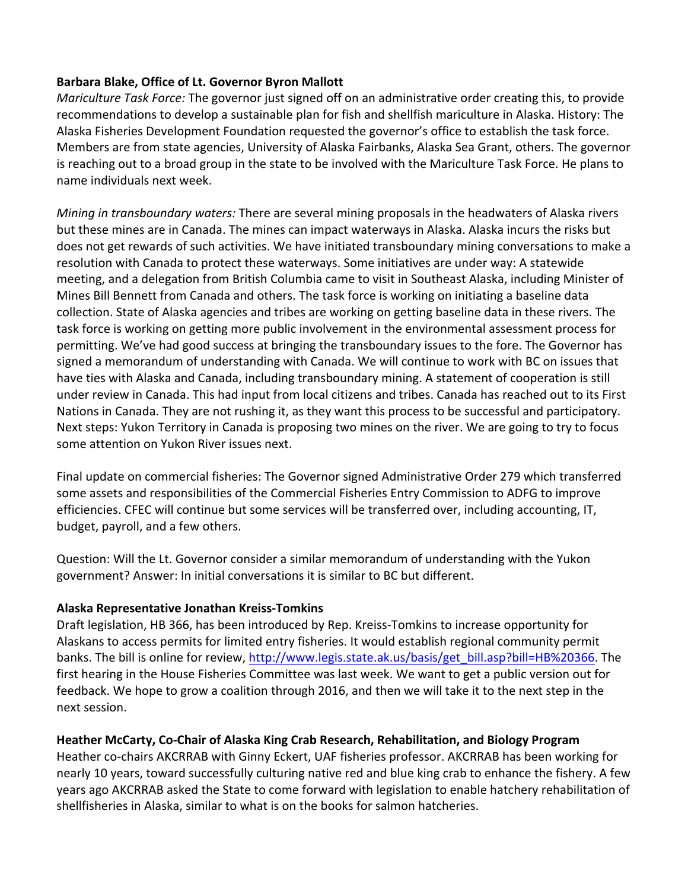**Barbara Blake, Office of Lt. Governor Byron Mallott**

*Mariculture Task Force:* The governor just signed off on an administrative order creating this, to provide recommendations to develop a sustainable plan for fish and shellfish mariculture in Alaska. History: The Alaska Fisheries Development Foundation requested the governor's office to establish the task force. Members are from state agencies, University of Alaska Fairbanks, Alaska Sea Grant, others. The governor is reaching out to a broad group in the state to be involved with the Mariculture Task Force. He plans to name individuals next week.

*Mining in transboundary waters:* There are several mining proposals in the headwaters of Alaska rivers but these mines are in Canada. The mines can impact waterways in Alaska. Alaska incurs the risks but does not get rewards of such activities. We have initiated transboundary mining conversations to make a resolution with Canada to protect these waterways. Some initiatives are under way: A statewide meeting, and a delegation from British Columbia came to visit in Southeast Alaska, including Minister of Mines Bill Bennett from Canada and others. The task force is working on initiating a baseline data collection. State of Alaska agencies and tribes are working on getting baseline data in these rivers. The task force is working on getting more public involvement in the environmental assessment process for permitting. We've had good success at bringing the transboundary issues to the fore. The Governor has signed a memorandum of understanding with Canada. We will continue to work with BC on issues that have ties with Alaska and Canada, including transboundary mining. A statement of cooperation is still under review in Canada. This had input from local citizens and tribes. Canada has reached out to its First Nations in Canada. They are not rushing it, as they want this process to be successful and participatory. Next steps: Yukon Territory in Canada is proposing two mines on the river. We are going to try to focus some attention on Yukon River issues next.

Final update on commercial fisheries: The Governor signed Administrative Order 279 which transferred some assets and responsibilities of the Commercial Fisheries Entry Commission to ADFG to improve efficiencies. CFEC will continue but some services will be transferred over, including accounting, IT, budget, payroll, and a few others.

Question: Will the Lt. Governor consider a similar memorandum of understanding with the Yukon government? Answer: In initial conversations it is similar to BC but different.

**Alaska Representative Jonathan Kreiss-Tomkins**

Draft legislation, HB 366, has been introduced by Rep. Kreiss-Tomkins to increase opportunity for Alaskans to access permits for limited entry fisheries. It would establish regional community permit banks. The bill is online for review, http://www.legis.state.ak.us/basis/get_bill.asp?bill=HB%20366. The first hearing in the House Fisheries Committee was last week. We want to get a public version out for feedback. We hope to grow a coalition through 2016, and then we will take it to the next step in the next session.

**Heather McCarty, Co-Chair of Alaska King Crab Research, Rehabilitation, and Biology Program**

Heather co-chairs AKCRRAB with Ginny Eckert, UAF fisheries professor. AKCRRAB has been working for nearly 10 years, toward successfully culturing native red and blue king crab to enhance the fishery. A few years ago AKCRRAB asked the State to come forward with legislation to enable hatchery rehabilitation of shellfisheries in Alaska, similar to what is on the books for salmon hatcheries.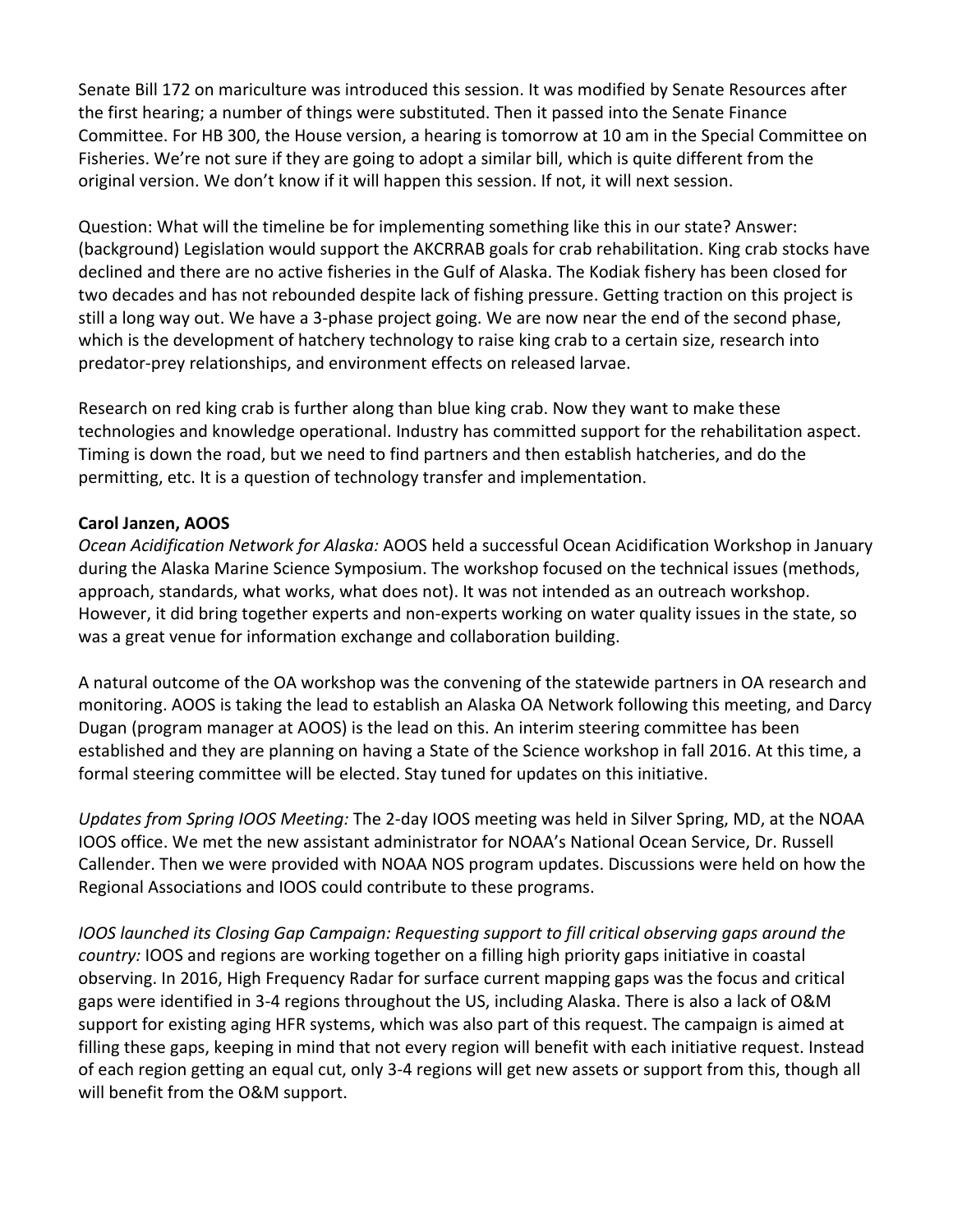Senate Bill 172 on mariculture was introduced this session. It was modified by Senate Resources after the first hearing; a number of things were substituted. Then it passed into the Senate Finance Committee. For HB 300, the House version, a hearing is tomorrow at 10 am in the Special Committee on Fisheries. We're not sure if they are going to adopt a similar bill, which is quite different from the original version. We don't know if it will happen this session. If not, it will next session.

Question: What will the timeline be for implementing something like this in our state? Answer: (background) Legislation would support the AKCRRAB goals for crab rehabilitation. King crab stocks have declined and there are no active fisheries in the Gulf of Alaska. The Kodiak fishery has been closed for two decades and has not rebounded despite lack of fishing pressure. Getting traction on this project is still a long way out. We have a 3-phase project going. We are now near the end of the second phase, which is the development of hatchery technology to raise king crab to a certain size, research into predator-prey relationships, and environment effects on released larvae.

Research on red king crab is further along than blue king crab. Now they want to make these technologies and knowledge operational. Industry has committed support for the rehabilitation aspect. Timing is down the road, but we need to find partners and then establish hatcheries, and do the permitting, etc. It is a question of technology transfer and implementation.

**Carol Janzen, AOOS**

*Ocean Acidification Network for Alaska:* AOOS held a successful Ocean Acidification Workshop in January during the Alaska Marine Science Symposium. The workshop focused on the technical issues (methods, approach, standards, what works, what does not). It was not intended as an outreach workshop. However, it did bring together experts and non-experts working on water quality issues in the state, so was a great venue for information exchange and collaboration building.

A natural outcome of the OA workshop was the convening of the statewide partners in OA research and monitoring. AOOS is taking the lead to establish an Alaska OA Network following this meeting, and Darcy Dugan (program manager at AOOS) is the lead on this. An interim steering committee has been established and they are planning on having a State of the Science workshop in fall 2016. At this time, a formal steering committee will be elected. Stay tuned for updates on this initiative.

*Updates from Spring IOOS Meeting:* The 2-day IOOS meeting was held in Silver Spring, MD, at the NOAA IOOS office. We met the new assistant administrator for NOAA's National Ocean Service, Dr. Russell Callender. Then we were provided with NOAA NOS program updates. Discussions were held on how the Regional Associations and IOOS could contribute to these programs.

*IOOS launched its Closing Gap Campaign: Requesting support to fill critical observing gaps around the country:* IOOS and regions are working together on a filling high priority gaps initiative in coastal observing. In 2016, High Frequency Radar for surface current mapping gaps was the focus and critical gaps were identified in 3-4 regions throughout the US, including Alaska. There is also a lack of O&M support for existing aging HFR systems, which was also part of this request. The campaign is aimed at filling these gaps, keeping in mind that not every region will benefit with each initiative request. Instead of each region getting an equal cut, only 3-4 regions will get new assets or support from this, though all will benefit from the O&M support.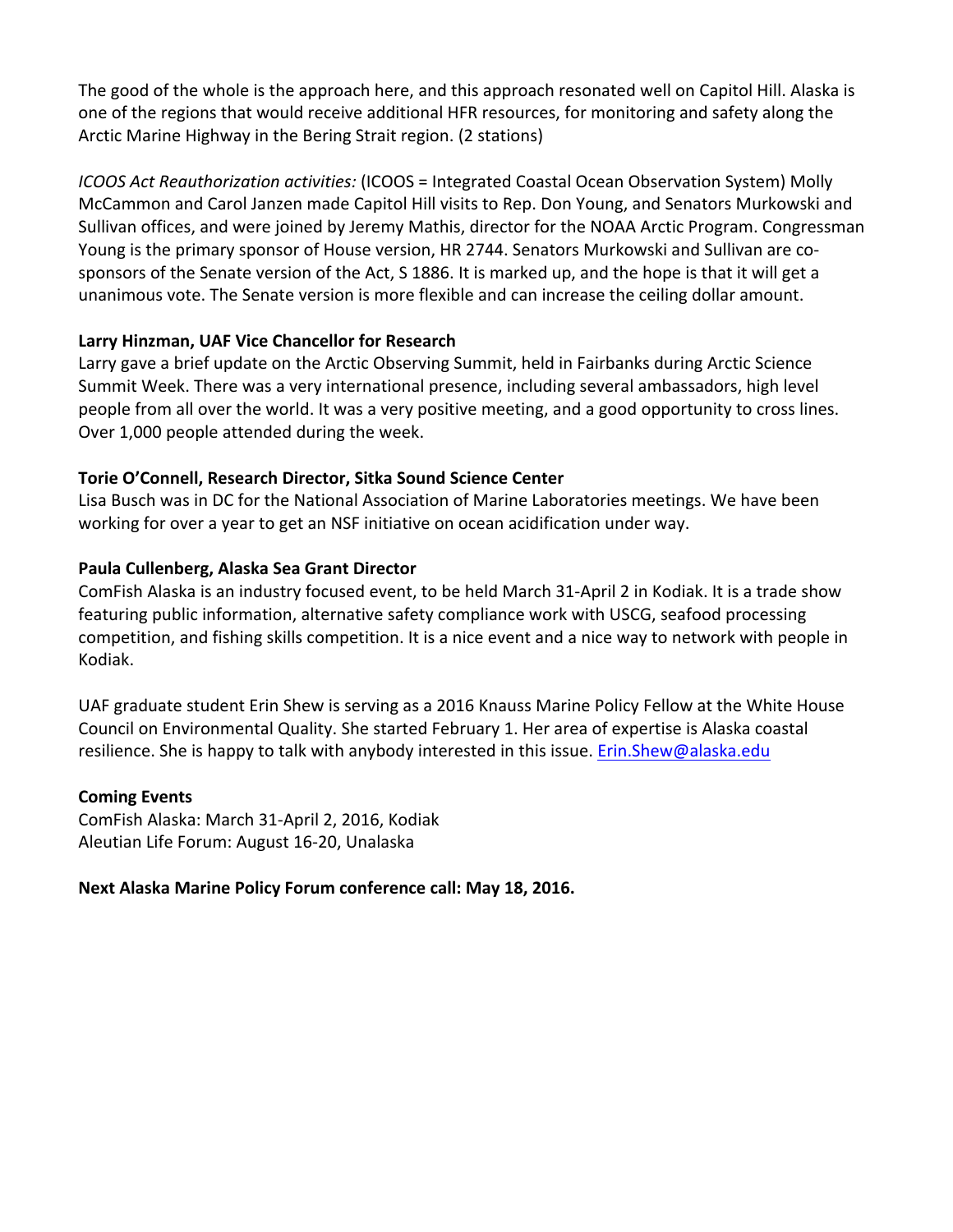The good of the whole is the approach here, and this approach resonated well on Capitol Hill. Alaska is one of the regions that would receive additional HFR resources, for monitoring and safety along the Arctic Marine Highway in the Bering Strait region. (2 stations)

*ICOOS Act Reauthorization activities:* (ICOOS = Integrated Coastal Ocean Observation System) Molly McCammon and Carol Janzen made Capitol Hill visits to Rep. Don Young, and Senators Murkowski and Sullivan offices, and were joined by Jeremy Mathis, director for the NOAA Arctic Program. Congressman Young is the primary sponsor of House version, HR 2744. Senators Murkowski and Sullivan are co-sponsors of the Senate version of the Act, S 1886. It is marked up, and the hope is that it will get a unanimous vote. The Senate version is more flexible and can increase the ceiling dollar amount.

**Larry Hinzman, UAF Vice Chancellor for Research**

Larry gave a brief update on the Arctic Observing Summit, held in Fairbanks during Arctic Science Summit Week. There was a very international presence, including several ambassadors, high level people from all over the world. It was a very positive meeting, and a good opportunity to cross lines. Over 1,000 people attended during the week.

**Torie O'Connell, Research Director, Sitka Sound Science Center**

Lisa Busch was in DC for the National Association of Marine Laboratories meetings. We have been working for over a year to get an NSF initiative on ocean acidification under way.

**Paula Cullenberg, Alaska Sea Grant Director**

ComFish Alaska is an industry focused event, to be held March 31-April 2 in Kodiak. It is a trade show featuring public information, alternative safety compliance work with USCG, seafood processing competition, and fishing skills competition. It is a nice event and a nice way to network with people in Kodiak.

UAF graduate student Erin Shew is serving as a 2016 Knauss Marine Policy Fellow at the White House Council on Environmental Quality. She started February 1. Her area of expertise is Alaska coastal resilience. She is happy to talk with anybody interested in this issue. Erin.Shew@alaska.edu

**Coming Events**

ComFish Alaska: March 31-April 2, 2016, Kodiak
Aleutian Life Forum: August 16-20, Unalaska

**Next Alaska Marine Policy Forum conference call: May 18, 2016.**